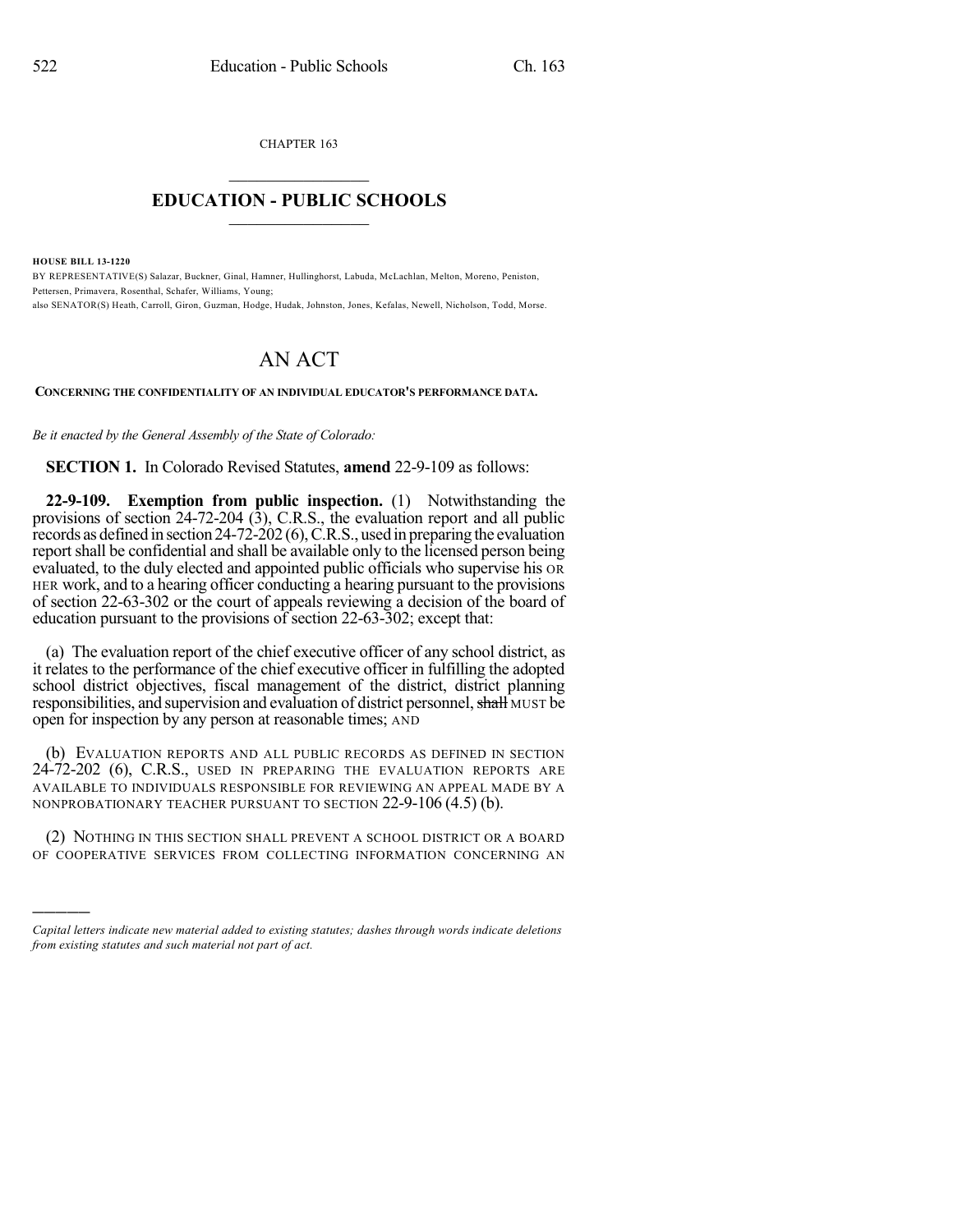CHAPTER 163

# EDUCATION - PUBLIC SCHOOLS

**HOUSE BILL 13-1220**

BY REPRESENTATIVE(S) Salazar, Buckner, Ginal, Hamner, Hullinghorst, Labuda, McLachlan, Melton, Moreno, Peniston, Pettersen, Primavera, Rosenthal, Schafer, Williams, Young;
also SENATOR(S) Heath, Carroll, Giron, Guzman, Hodge, Hudak, Johnston, Jones, Kefalas, Newell, Nicholson, Todd, Morse.

# AN ACT

**CONCERNING THE CONFIDENTIALITY OF AN INDIVIDUAL EDUCATOR'S PERFORMANCE DATA.**

*Be it enacted by the General Assembly of the State of Colorado:*

**SECTION 1.** In Colorado Revised Statutes, **amend** 22-9-109 as follows:

**22-9-109. Exemption from public inspection.** (1) Notwithstanding the provisions of section 24-72-204 (3), C.R.S., the evaluation report and all public records as defined in section 24-72-202 (6), C.R.S., used in preparing the evaluation report shall be confidential and shall be available only to the licensed person being evaluated, to the duly elected and appointed public officials who supervise his OR HER work, and to a hearing officer conducting a hearing pursuant to the provisions of section 22-63-302 or the court of appeals reviewing a decision of the board of education pursuant to the provisions of section 22-63-302; except that:

(a) The evaluation report of the chief executive officer of any school district, as it relates to the performance of the chief executive officer in fulfilling the adopted school district objectives, fiscal management of the district, district planning responsibilities, and supervision and evaluation of district personnel, ~~shall~~ MUST be open for inspection by any person at reasonable times; AND

(b) EVALUATION REPORTS AND ALL PUBLIC RECORDS AS DEFINED IN SECTION 24-72-202 (6), C.R.S., USED IN PREPARING THE EVALUATION REPORTS ARE AVAILABLE TO INDIVIDUALS RESPONSIBLE FOR REVIEWING AN APPEAL MADE BY A NONPROBATIONARY TEACHER PURSUANT TO SECTION 22-9-106 (4.5) (b).

(2) NOTHING IN THIS SECTION SHALL PREVENT A SCHOOL DISTRICT OR A BOARD OF COOPERATIVE SERVICES FROM COLLECTING INFORMATION CONCERNING AN

---

*Capital letters indicate new material added to existing statutes; dashes through words indicate deletions from existing statutes and such material not part of act.*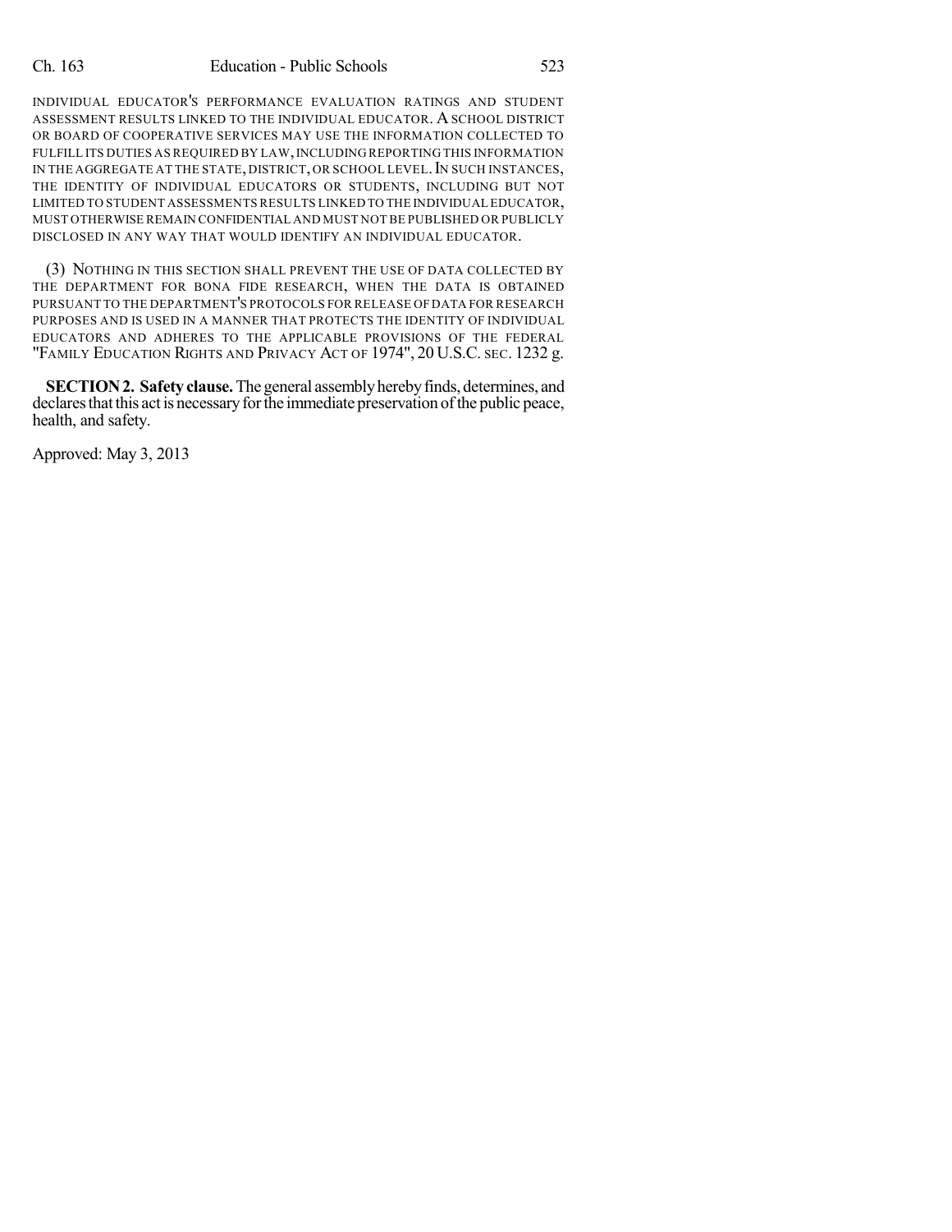INDIVIDUAL EDUCATOR'S PERFORMANCE EVALUATION RATINGS AND STUDENT ASSESSMENT RESULTS LINKED TO THE INDIVIDUAL EDUCATOR. A SCHOOL DISTRICT OR BOARD OF COOPERATIVE SERVICES MAY USE THE INFORMATION COLLECTED TO FULFILL ITS DUTIES AS REQUIRED BY LAW, INCLUDING REPORTING THIS INFORMATION IN THE AGGREGATE AT THE STATE, DISTRICT, OR SCHOOL LEVEL. IN SUCH INSTANCES, THE IDENTITY OF INDIVIDUAL EDUCATORS OR STUDENTS, INCLUDING BUT NOT LIMITED TO STUDENT ASSESSMENTS RESULTS LINKED TO THE INDIVIDUAL EDUCATOR, MUST OTHERWISE REMAIN CONFIDENTIAL AND MUST NOT BE PUBLISHED OR PUBLICLY DISCLOSED IN ANY WAY THAT WOULD IDENTIFY AN INDIVIDUAL EDUCATOR.

(3) NOTHING IN THIS SECTION SHALL PREVENT THE USE OF DATA COLLECTED BY THE DEPARTMENT FOR BONA FIDE RESEARCH, WHEN THE DATA IS OBTAINED PURSUANT TO THE DEPARTMENT'S PROTOCOLS FOR RELEASE OF DATA FOR RESEARCH PURPOSES AND IS USED IN A MANNER THAT PROTECTS THE IDENTITY OF INDIVIDUAL EDUCATORS AND ADHERES TO THE APPLICABLE PROVISIONS OF THE FEDERAL "FAMILY EDUCATION RIGHTS AND PRIVACY ACT OF 1974", 20 U.S.C. SEC. 1232 g.

**SECTION 2. Safety clause.** The general assembly hereby finds, determines, and declares that this act is necessary for the immediate preservation of the public peace, health, and safety.

Approved: May 3, 2013